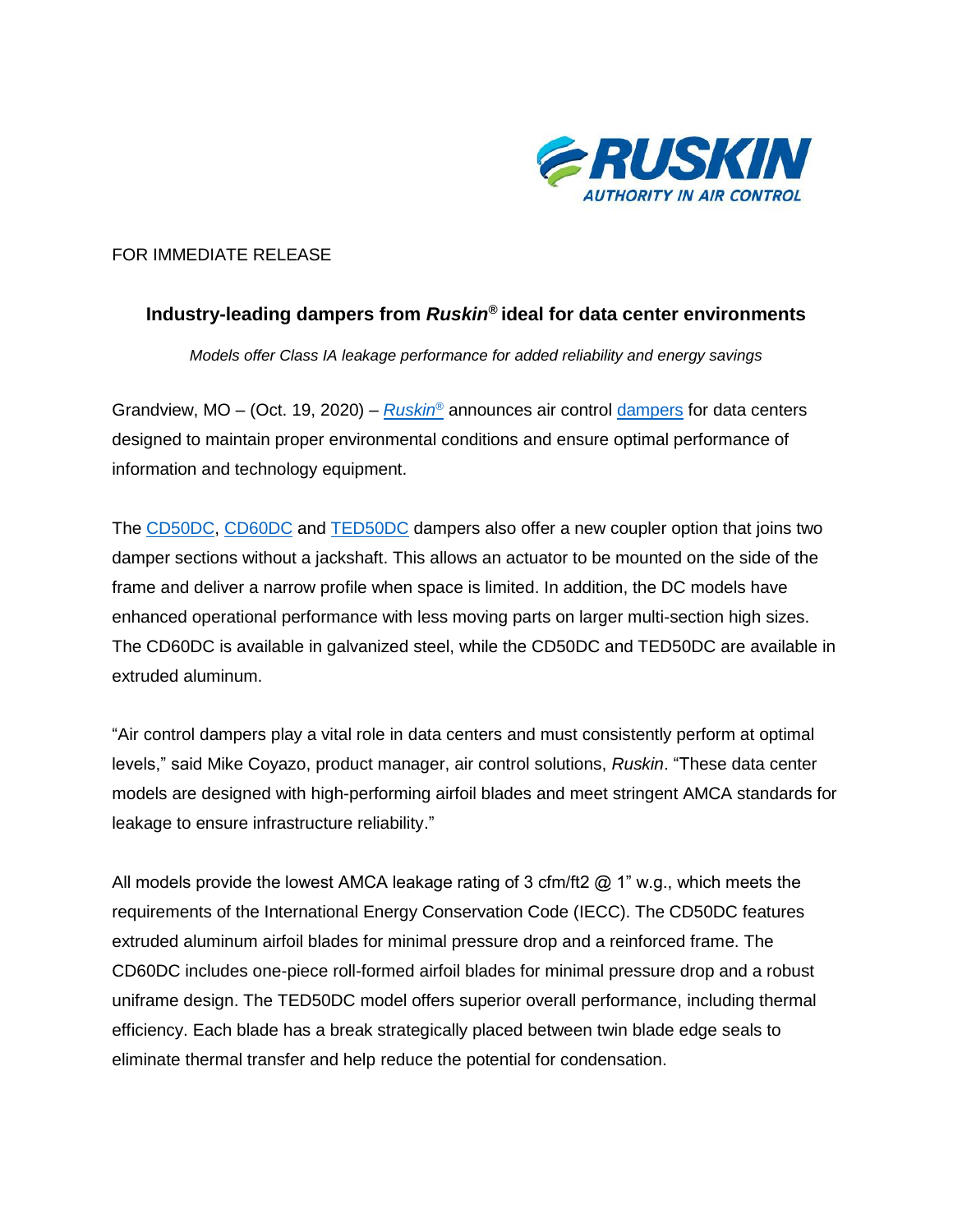RUSKIN
AUTHORITY IN AIR CONTROL

FOR IMMEDIATE RELEASE

## Industry-leading dampers from *Ruskin*® ideal for data center environments

*Models offer Class IA leakage performance for added reliability and energy savings*

Grandview, MO – (Oct. 19, 2020) – *Ruskin*® announces air control dampers for data centers designed to maintain proper environmental conditions and ensure optimal performance of information and technology equipment.

The CD50DC, CD60DC and TED50DC dampers also offer a new coupler option that joins two damper sections without a jackshaft. This allows an actuator to be mounted on the side of the frame and deliver a narrow profile when space is limited. In addition, the DC models have enhanced operational performance with less moving parts on larger multi-section high sizes. The CD60DC is available in galvanized steel, while the CD50DC and TED50DC are available in extruded aluminum.

"Air control dampers play a vital role in data centers and must consistently perform at optimal levels," said Mike Coyazo, product manager, air control solutions, *Ruskin*. "These data center models are designed with high-performing airfoil blades and meet stringent AMCA standards for leakage to ensure infrastructure reliability."

All models provide the lowest AMCA leakage rating of 3 cfm/ft2 @ 1" w.g., which meets the requirements of the International Energy Conservation Code (IECC). The CD50DC features extruded aluminum airfoil blades for minimal pressure drop and a reinforced frame. The CD60DC includes one-piece roll-formed airfoil blades for minimal pressure drop and a robust uniframe design. The TED50DC model offers superior overall performance, including thermal efficiency. Each blade has a break strategically placed between twin blade edge seals to eliminate thermal transfer and help reduce the potential for condensation.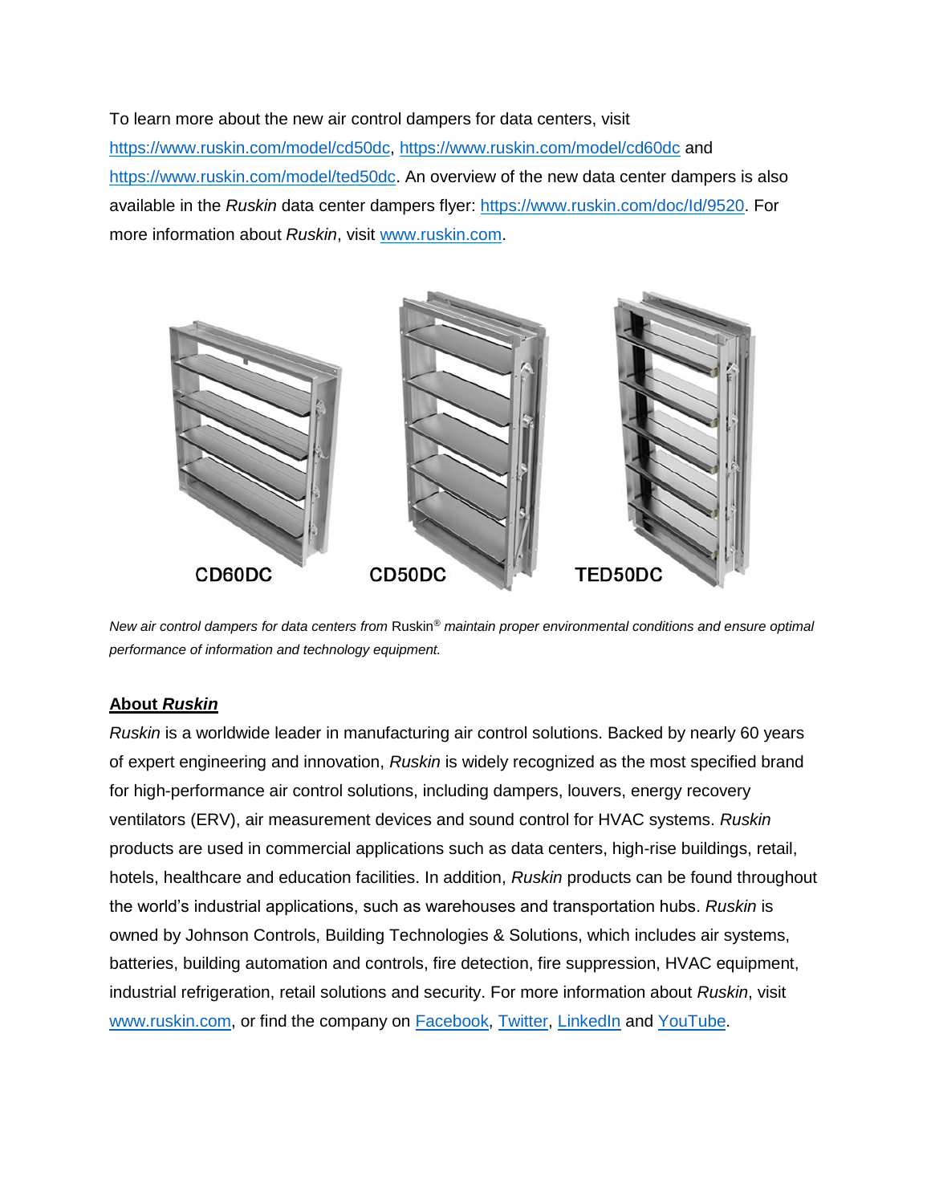To learn more about the new air control dampers for data centers, visit [https://www.ruskin.com/model/cd50dc](https://www.ruskin.com/model/cd50dc), [https://www.ruskin.com/model/cd60dc](https://www.ruskin.com/model/cd60dc) and [https://www.ruskin.com/model/ted50dc](https://www.ruskin.com/model/ted50dc). An overview of the new data center dampers is also available in the *Ruskin* data center dampers flyer: [https://www.ruskin.com/doc/Id/9520](https://www.ruskin.com/doc/Id/9520). For more information about *Ruskin*, visit [www.ruskin.com](http://www.ruskin.com).

CD60DC CD50DC TED50DC

*New air control dampers for data centers from* Ruskin® *maintain proper environmental conditions and ensure optimal performance of information and technology equipment.*

**About *Ruskin***

*Ruskin* is a worldwide leader in manufacturing air control solutions. Backed by nearly 60 years of expert engineering and innovation, *Ruskin* is widely recognized as the most specified brand for high-performance air control solutions, including dampers, louvers, energy recovery ventilators (ERV), air measurement devices and sound control for HVAC systems. *Ruskin* products are used in commercial applications such as data centers, high-rise buildings, retail, hotels, healthcare and education facilities. In addition, *Ruskin* products can be found throughout the world's industrial applications, such as warehouses and transportation hubs. *Ruskin* is owned by Johnson Controls, Building Technologies & Solutions, which includes air systems, batteries, building automation and controls, fire detection, fire suppression, HVAC equipment, industrial refrigeration, retail solutions and security. For more information about *Ruskin*, visit [www.ruskin.com](http://www.ruskin.com), or find the company on Facebook, Twitter, LinkedIn and YouTube.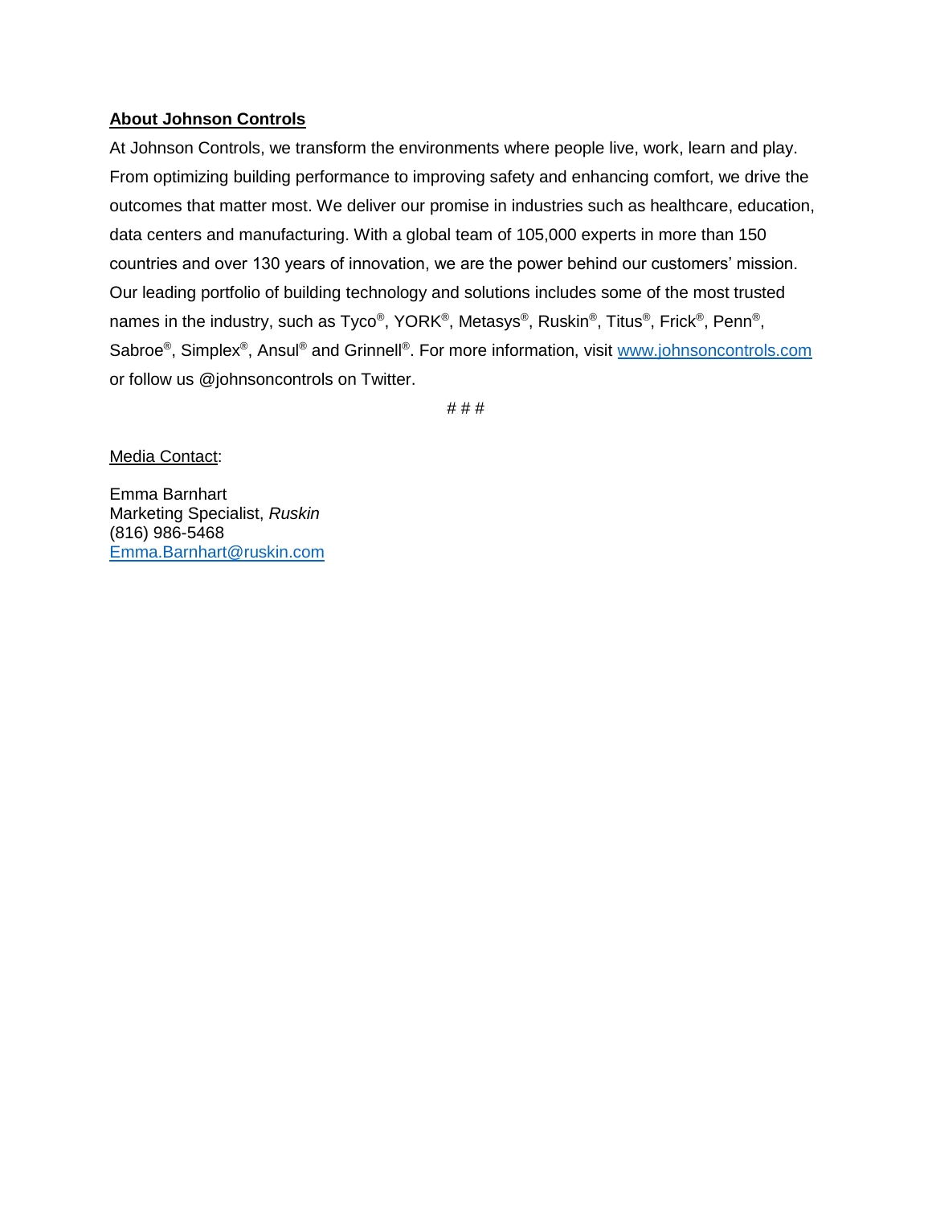**About Johnson Controls**

At Johnson Controls, we transform the environments where people live, work, learn and play. From optimizing building performance to improving safety and enhancing comfort, we drive the outcomes that matter most. We deliver our promise in industries such as healthcare, education, data centers and manufacturing. With a global team of 105,000 experts in more than 150 countries and over 130 years of innovation, we are the power behind our customers' mission. Our leading portfolio of building technology and solutions includes some of the most trusted names in the industry, such as Tyco®, YORK®, Metasys®, Ruskin®, Titus®, Frick®, Penn®, Sabroe®, Simplex®, Ansul® and Grinnell®. For more information, visit www.johnsoncontrols.com or follow us @johnsoncontrols on Twitter.

# # #

Media Contact:

Emma Barnhart
Marketing Specialist, *Ruskin*
(816) 986-5468
Emma.Barnhart@ruskin.com